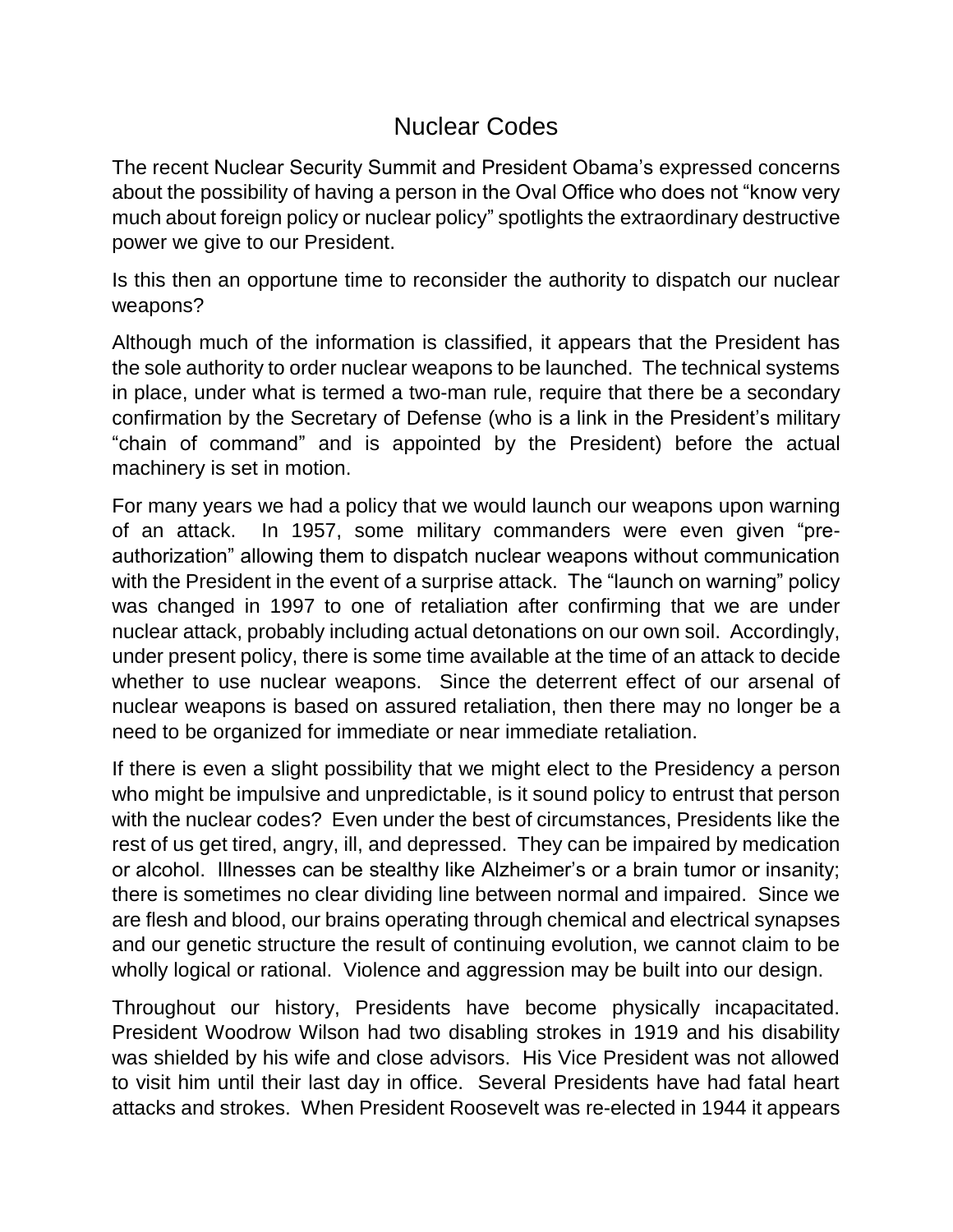# Nuclear Codes

The recent Nuclear Security Summit and President Obama's expressed concerns about the possibility of having a person in the Oval Office who does not "know very much about foreign policy or nuclear policy" spotlights the extraordinary destructive power we give to our President.

Is this then an opportune time to reconsider the authority to dispatch our nuclear weapons?

Although much of the information is classified, it appears that the President has the sole authority to order nuclear weapons to be launched. The technical systems in place, under what is termed a two-man rule, require that there be a secondary confirmation by the Secretary of Defense (who is a link in the President's military "chain of command" and is appointed by the President) before the actual machinery is set in motion.

For many years we had a policy that we would launch our weapons upon warning of an attack. In 1957, some military commanders were even given "pre-authorization" allowing them to dispatch nuclear weapons without communication with the President in the event of a surprise attack. The "launch on warning" policy was changed in 1997 to one of retaliation after confirming that we are under nuclear attack, probably including actual detonations on our own soil. Accordingly, under present policy, there is some time available at the time of an attack to decide whether to use nuclear weapons. Since the deterrent effect of our arsenal of nuclear weapons is based on assured retaliation, then there may no longer be a need to be organized for immediate or near immediate retaliation.

If there is even a slight possibility that we might elect to the Presidency a person who might be impulsive and unpredictable, is it sound policy to entrust that person with the nuclear codes? Even under the best of circumstances, Presidents like the rest of us get tired, angry, ill, and depressed. They can be impaired by medication or alcohol. Illnesses can be stealthy like Alzheimer's or a brain tumor or insanity; there is sometimes no clear dividing line between normal and impaired. Since we are flesh and blood, our brains operating through chemical and electrical synapses and our genetic structure the result of continuing evolution, we cannot claim to be wholly logical or rational. Violence and aggression may be built into our design.

Throughout our history, Presidents have become physically incapacitated. President Woodrow Wilson had two disabling strokes in 1919 and his disability was shielded by his wife and close advisors. His Vice President was not allowed to visit him until their last day in office. Several Presidents have had fatal heart attacks and strokes. When President Roosevelt was re-elected in 1944 it appears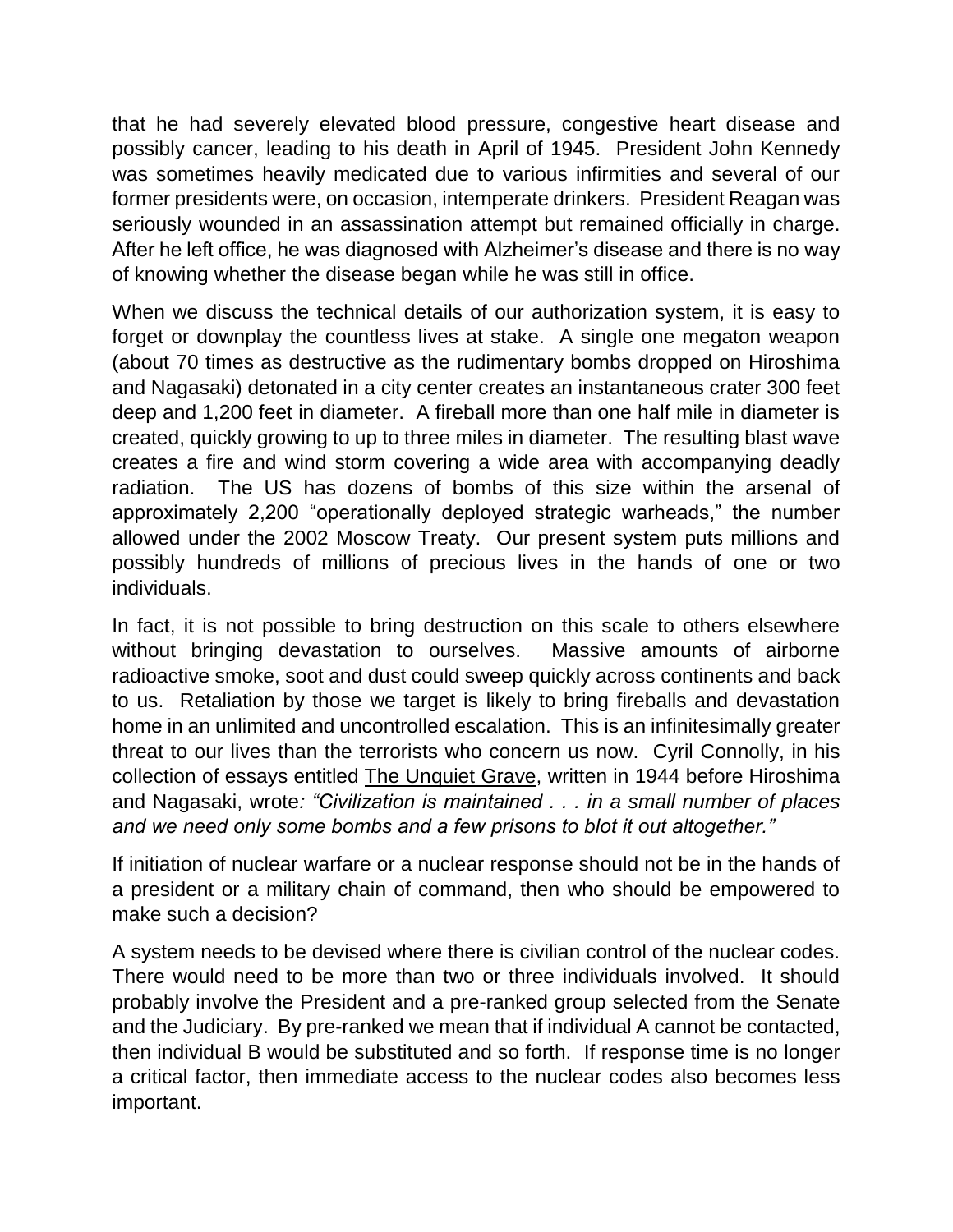that he had severely elevated blood pressure, congestive heart disease and possibly cancer, leading to his death in April of 1945. President John Kennedy was sometimes heavily medicated due to various infirmities and several of our former presidents were, on occasion, intemperate drinkers. President Reagan was seriously wounded in an assassination attempt but remained officially in charge. After he left office, he was diagnosed with Alzheimer's disease and there is no way of knowing whether the disease began while he was still in office.

When we discuss the technical details of our authorization system, it is easy to forget or downplay the countless lives at stake. A single one megaton weapon (about 70 times as destructive as the rudimentary bombs dropped on Hiroshima and Nagasaki) detonated in a city center creates an instantaneous crater 300 feet deep and 1,200 feet in diameter. A fireball more than one half mile in diameter is created, quickly growing to up to three miles in diameter. The resulting blast wave creates a fire and wind storm covering a wide area with accompanying deadly radiation. The US has dozens of bombs of this size within the arsenal of approximately 2,200 "operationally deployed strategic warheads," the number allowed under the 2002 Moscow Treaty. Our present system puts millions and possibly hundreds of millions of precious lives in the hands of one or two individuals.

In fact, it is not possible to bring destruction on this scale to others elsewhere without bringing devastation to ourselves. Massive amounts of airborne radioactive smoke, soot and dust could sweep quickly across continents and back to us. Retaliation by those we target is likely to bring fireballs and devastation home in an unlimited and uncontrolled escalation. This is an infinitesimally greater threat to our lives than the terrorists who concern us now. Cyril Connolly, in his collection of essays entitled The Unquiet Grave, written in 1944 before Hiroshima and Nagasaki, wrote: *"Civilization is maintained . . . in a small number of places and we need only some bombs and a few prisons to blot it out altogether."*

If initiation of nuclear warfare or a nuclear response should not be in the hands of a president or a military chain of command, then who should be empowered to make such a decision?

A system needs to be devised where there is civilian control of the nuclear codes. There would need to be more than two or three individuals involved. It should probably involve the President and a pre-ranked group selected from the Senate and the Judiciary. By pre-ranked we mean that if individual A cannot be contacted, then individual B would be substituted and so forth. If response time is no longer a critical factor, then immediate access to the nuclear codes also becomes less important.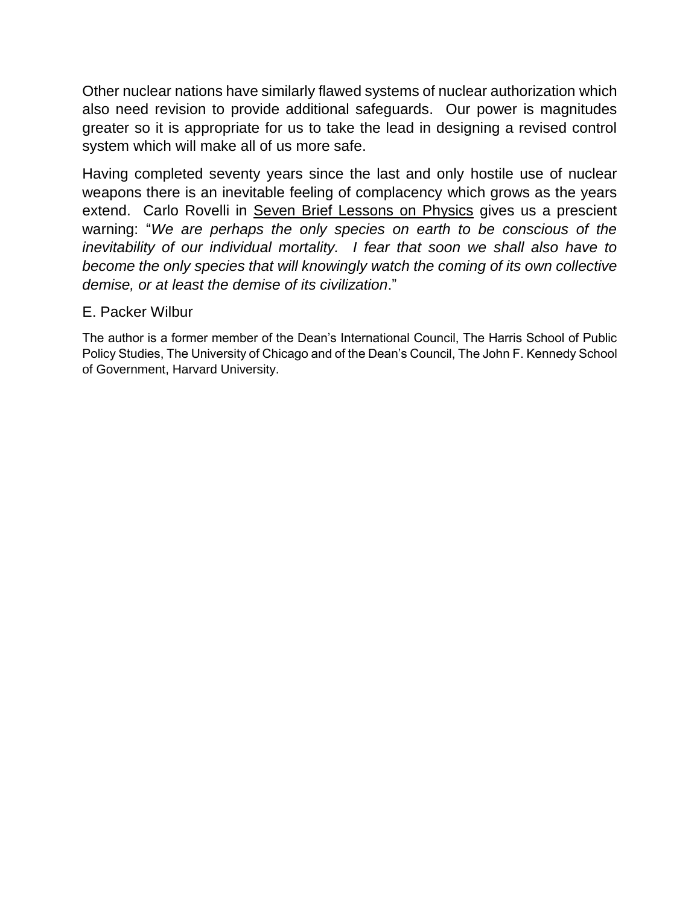Other nuclear nations have similarly flawed systems of nuclear authorization which also need revision to provide additional safeguards. Our power is magnitudes greater so it is appropriate for us to take the lead in designing a revised control system which will make all of us more safe.

Having completed seventy years since the last and only hostile use of nuclear weapons there is an inevitable feeling of complacency which grows as the years extend. Carlo Rovelli in <u>Seven Brief Lessons on Physics</u> gives us a prescient warning: "*We are perhaps the only species on earth to be conscious of the inevitability of our individual mortality. I fear that soon we shall also have to become the only species that will knowingly watch the coming of its own collective demise, or at least the demise of its civilization*."

E. Packer Wilbur

The author is a former member of the Dean's International Council, The Harris School of Public Policy Studies, The University of Chicago and of the Dean's Council, The John F. Kennedy School of Government, Harvard University.